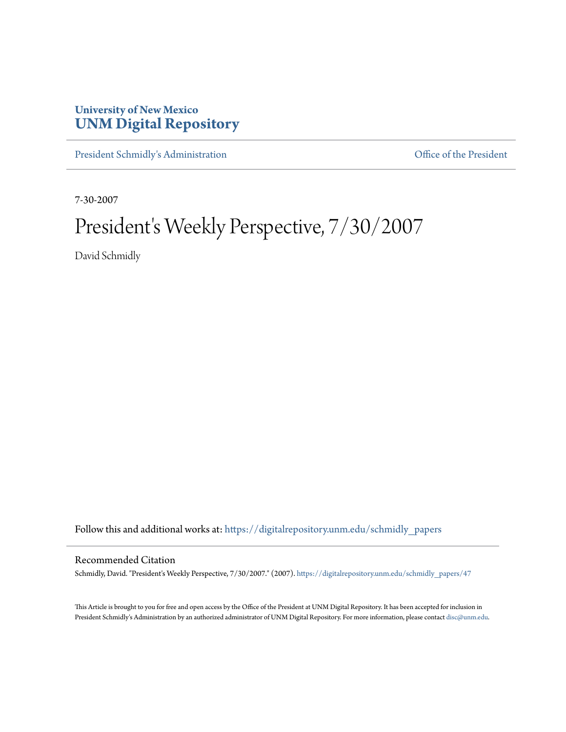University of New Mexico
**UNM Digital Repository**

President Schmidly's Administration | Office of the President

7-30-2007

# President's Weekly Perspective, 7/30/2007

David Schmidly

Follow this and additional works at: https://digitalrepository.unm.edu/schmidly_papers

## Recommended Citation

Schmidly, David. "President's Weekly Perspective, 7/30/2007." (2007). https://digitalrepository.unm.edu/schmidly_papers/47

This Article is brought to you for free and open access by the Office of the President at UNM Digital Repository. It has been accepted for inclusion in President Schmidly's Administration by an authorized administrator of UNM Digital Repository. For more information, please contact disc@unm.edu.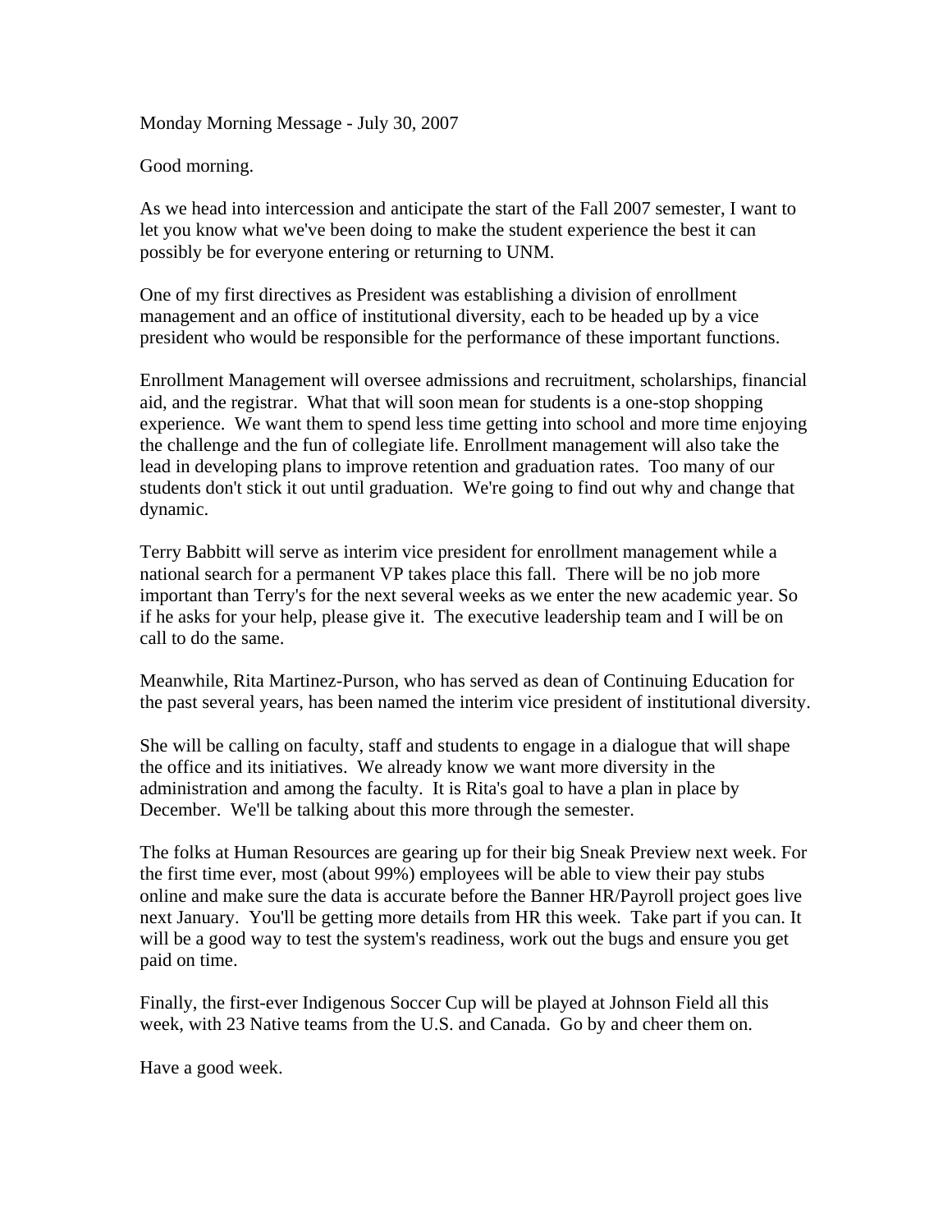Monday Morning Message - July 30, 2007

Good morning.

As we head into intercession and anticipate the start of the Fall 2007 semester, I want to let you know what we've been doing to make the student experience the best it can possibly be for everyone entering or returning to UNM.

One of my first directives as President was establishing a division of enrollment management and an office of institutional diversity, each to be headed up by a vice president who would be responsible for the performance of these important functions.

Enrollment Management will oversee admissions and recruitment, scholarships, financial aid, and the registrar. What that will soon mean for students is a one-stop shopping experience. We want them to spend less time getting into school and more time enjoying the challenge and the fun of collegiate life. Enrollment management will also take the lead in developing plans to improve retention and graduation rates. Too many of our students don't stick it out until graduation. We're going to find out why and change that dynamic.

Terry Babbitt will serve as interim vice president for enrollment management while a national search for a permanent VP takes place this fall. There will be no job more important than Terry's for the next several weeks as we enter the new academic year. So if he asks for your help, please give it. The executive leadership team and I will be on call to do the same.

Meanwhile, Rita Martinez-Purson, who has served as dean of Continuing Education for the past several years, has been named the interim vice president of institutional diversity.

She will be calling on faculty, staff and students to engage in a dialogue that will shape the office and its initiatives. We already know we want more diversity in the administration and among the faculty. It is Rita's goal to have a plan in place by December. We'll be talking about this more through the semester.

The folks at Human Resources are gearing up for their big Sneak Preview next week. For the first time ever, most (about 99%) employees will be able to view their pay stubs online and make sure the data is accurate before the Banner HR/Payroll project goes live next January. You'll be getting more details from HR this week. Take part if you can. It will be a good way to test the system's readiness, work out the bugs and ensure you get paid on time.

Finally, the first-ever Indigenous Soccer Cup will be played at Johnson Field all this week, with 23 Native teams from the U.S. and Canada. Go by and cheer them on.

Have a good week.